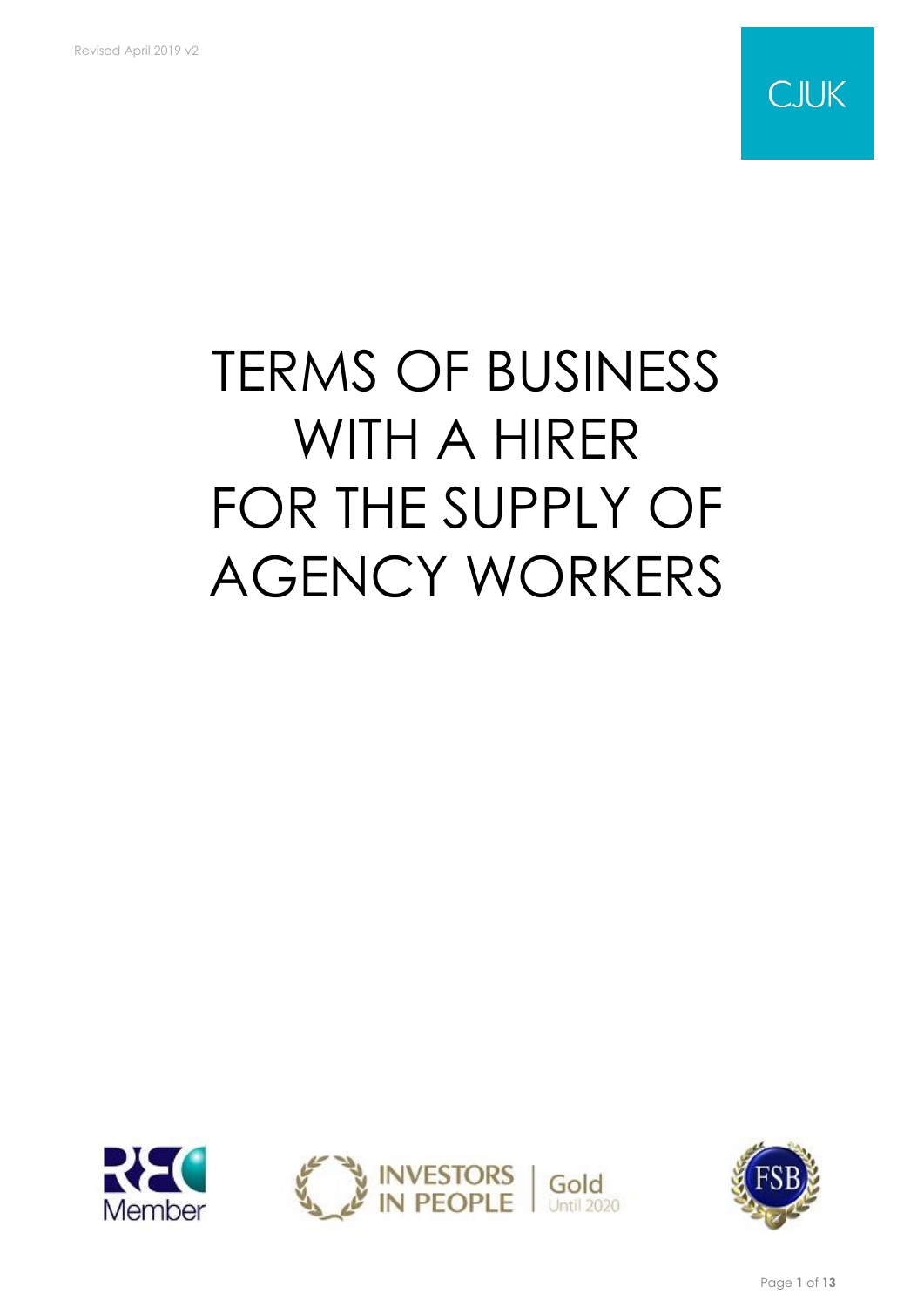Revised April 2019 v2

CJUK

# TERMS OF BUSINESS WITH A HIRER FOR THE SUPPLY OF AGENCY WORKERS

REC Member

INVESTORS IN PEOPLE | Gold Until 2020

FSB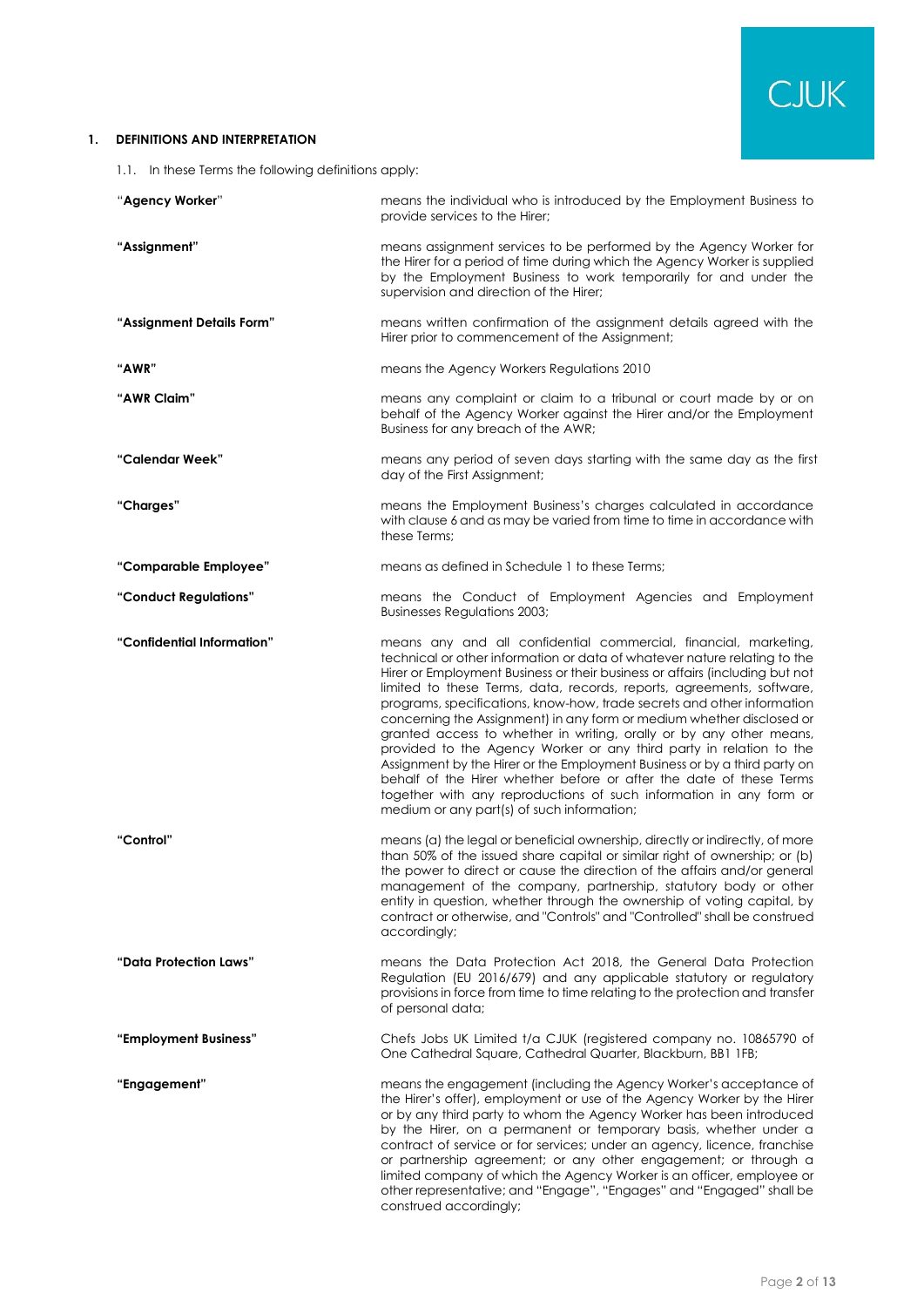## 1. DEFINITIONS AND INTERPRETATION

1.1. In these Terms the following definitions apply:

| | |
|---|---|
| "**Agency Worker**" | means the individual who is introduced by the Employment Business to provide services to the Hirer; |
| **"Assignment"** | means assignment services to be performed by the Agency Worker for the Hirer for a period of time during which the Agency Worker is supplied by the Employment Business to work temporarily for and under the supervision and direction of the Hirer; |
| **"Assignment Details Form"** | means written confirmation of the assignment details agreed with the Hirer prior to commencement of the Assignment; |
| **"AWR"** | means the Agency Workers Regulations 2010 |
| **"AWR Claim"** | means any complaint or claim to a tribunal or court made by or on behalf of the Agency Worker against the Hirer and/or the Employment Business for any breach of the AWR; |
| **"Calendar Week"** | means any period of seven days starting with the same day as the first day of the First Assignment; |
| **"Charges"** | means the Employment Business's charges calculated in accordance with clause 6 and as may be varied from time to time in accordance with these Terms; |
| **"Comparable Employee"** | means as defined in Schedule 1 to these Terms; |
| **"Conduct Regulations"** | means the Conduct of Employment Agencies and Employment Businesses Regulations 2003; |
| **"Confidential Information"** | means any and all confidential commercial, financial, marketing, technical or other information or data of whatever nature relating to the Hirer or Employment Business or their business or affairs (including but not limited to these Terms, data, records, reports, agreements, software, programs, specifications, know-how, trade secrets and other information concerning the Assignment) in any form or medium whether disclosed or granted access to whether in writing, orally or by any other means, provided to the Agency Worker or any third party in relation to the Assignment by the Hirer or the Employment Business or by a third party on behalf of the Hirer whether before or after the date of these Terms together with any reproductions of such information in any form or medium or any part(s) of such information; |
| **"Control"** | means (a) the legal or beneficial ownership, directly or indirectly, of more than 50% of the issued share capital or similar right of ownership; or (b) the power to direct or cause the direction of the affairs and/or general management of the company, partnership, statutory body or other entity in question, whether through the ownership of voting capital, by contract or otherwise, and "Controls" and "Controlled" shall be construed accordingly; |
| **"Data Protection Laws"** | means the Data Protection Act 2018, the General Data Protection Regulation (EU 2016/679) and any applicable statutory or regulatory provisions in force from time to time relating to the protection and transfer of personal data; |
| **"Employment Business"** | Chefs Jobs UK Limited t/a CJUK (registered company no. 10865790 of One Cathedral Square, Cathedral Quarter, Blackburn, BB1 1FB; |
| **"Engagement"** | means the engagement (including the Agency Worker's acceptance of the Hirer's offer), employment or use of the Agency Worker by the Hirer or by any third party to whom the Agency Worker has been introduced by the Hirer, on a permanent or temporary basis, whether under a contract of service or for services; under an agency, licence, franchise or partnership agreement; or any other engagement; or through a limited company of which the Agency Worker is an officer, employee or other representative; and "Engage", "Engages" and "Engaged" shall be construed accordingly; |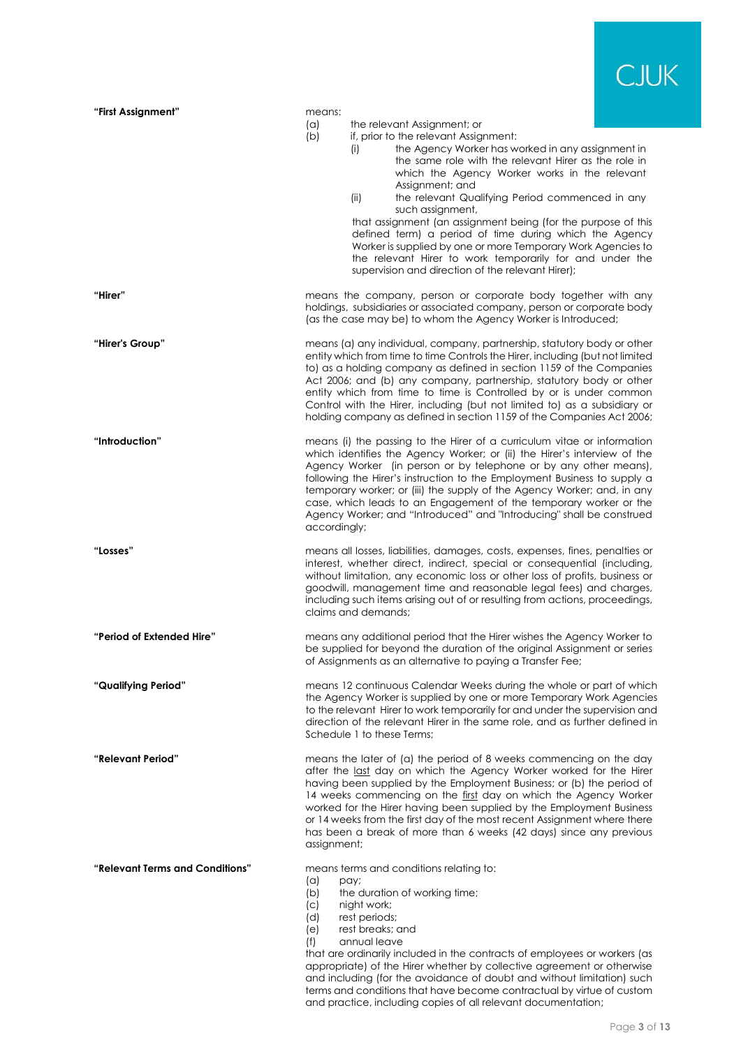**"First Assignment"** means:

(a) the relevant Assignment; or

(b) if, prior to the relevant Assignment:

(i) the Agency Worker has worked in any assignment in the same role with the relevant Hirer as the role in which the Agency Worker works in the relevant Assignment; and

(ii) the relevant Qualifying Period commenced in any such assignment,

that assignment (an assignment being (for the purpose of this defined term) a period of time during which the Agency Worker is supplied by one or more Temporary Work Agencies to the relevant Hirer to work temporarily for and under the supervision and direction of the relevant Hirer);

**"Hirer"** means the company, person or corporate body together with any holdings, subsidiaries or associated company, person or corporate body (as the case may be) to whom the Agency Worker is Introduced;

**"Hirer's Group"** means (a) any individual, company, partnership, statutory body or other entity which from time to time Controls the Hirer, including (but not limited to) as a holding company as defined in section 1159 of the Companies Act 2006; and (b) any company, partnership, statutory body or other entity which from time to time is Controlled by or is under common Control with the Hirer, including (but not limited to) as a subsidiary or holding company as defined in section 1159 of the Companies Act 2006;

**"Introduction"** means (i) the passing to the Hirer of a curriculum vitae or information which identifies the Agency Worker; or (ii) the Hirer's interview of the Agency Worker (in person or by telephone or by any other means), following the Hirer's instruction to the Employment Business to supply a temporary worker; or (iii) the supply of the Agency Worker; and, in any case, which leads to an Engagement of the temporary worker or the Agency Worker; and "Introduced" and "Introducing" shall be construed accordingly;

**"Losses"** means all losses, liabilities, damages, costs, expenses, fines, penalties or interest, whether direct, indirect, special or consequential (including, without limitation, any economic loss or other loss of profits, business or goodwill, management time and reasonable legal fees) and charges, including such items arising out of or resulting from actions, proceedings, claims and demands;

**"Period of Extended Hire"** means any additional period that the Hirer wishes the Agency Worker to be supplied for beyond the duration of the original Assignment or series of Assignments as an alternative to paying a Transfer Fee;

**"Qualifying Period"** means 12 continuous Calendar Weeks during the whole or part of which the Agency Worker is supplied by one or more Temporary Work Agencies to the relevant Hirer to work temporarily for and under the supervision and direction of the relevant Hirer in the same role, and as further defined in Schedule 1 to these Terms;

**"Relevant Period"** means the later of (a) the period of 8 weeks commencing on the day after the last day on which the Agency Worker worked for the Hirer having been supplied by the Employment Business; or (b) the period of 14 weeks commencing on the first day on which the Agency Worker worked for the Hirer having been supplied by the Employment Business or 14 weeks from the first day of the most recent Assignment where there has been a break of more than 6 weeks (42 days) since any previous assignment;

**"Relevant Terms and Conditions"** means terms and conditions relating to:

(a) pay;

(b) the duration of working time;

(c) night work;

(d) rest periods;

(e) rest breaks; and

(f) annual leave

that are ordinarily included in the contracts of employees or workers (as appropriate) of the Hirer whether by collective agreement or otherwise and including (for the avoidance of doubt and without limitation) such terms and conditions that have become contractual by virtue of custom and practice, including copies of all relevant documentation;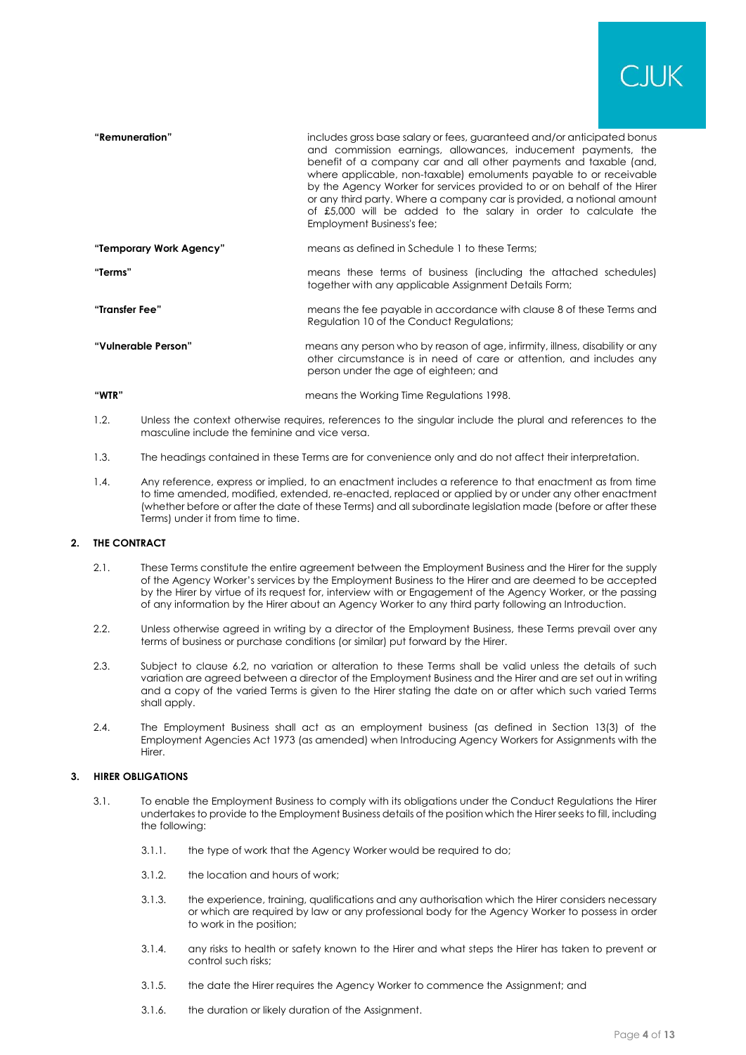| | |
|---|---|
| **"Remuneration"** | includes gross base salary or fees, guaranteed and/or anticipated bonus and commission earnings, allowances, inducement payments, the benefit of a company car and all other payments and taxable (and, where applicable, non-taxable) emoluments payable to or receivable by the Agency Worker for services provided to or on behalf of the Hirer or any third party. Where a company car is provided, a notional amount of £5,000 will be added to the salary in order to calculate the Employment Business's fee; |
| **"Temporary Work Agency"** | means as defined in Schedule 1 to these Terms; |
| **"Terms"** | means these terms of business (including the attached schedules) together with any applicable Assignment Details Form; |
| **"Transfer Fee"** | means the fee payable in accordance with clause 8 of these Terms and Regulation 10 of the Conduct Regulations; |
| **"Vulnerable Person"** | means any person who by reason of age, infirmity, illness, disability or any other circumstance is in need of care or attention, and includes any person under the age of eighteen; and |
| **"WTR"** | means the Working Time Regulations 1998. |

1.2. Unless the context otherwise requires, references to the singular include the plural and references to the masculine include the feminine and vice versa.

1.3. The headings contained in these Terms are for convenience only and do not affect their interpretation.

1.4. Any reference, express or implied, to an enactment includes a reference to that enactment as from time to time amended, modified, extended, re-enacted, replaced or applied by or under any other enactment (whether before or after the date of these Terms) and all subordinate legislation made (before or after these Terms) under it from time to time.

## 2. THE CONTRACT

2.1. These Terms constitute the entire agreement between the Employment Business and the Hirer for the supply of the Agency Worker's services by the Employment Business to the Hirer and are deemed to be accepted by the Hirer by virtue of its request for, interview with or Engagement of the Agency Worker, or the passing of any information by the Hirer about an Agency Worker to any third party following an Introduction.

2.2. Unless otherwise agreed in writing by a director of the Employment Business, these Terms prevail over any terms of business or purchase conditions (or similar) put forward by the Hirer.

2.3. Subject to clause 6.2, no variation or alteration to these Terms shall be valid unless the details of such variation are agreed between a director of the Employment Business and the Hirer and are set out in writing and a copy of the varied Terms is given to the Hirer stating the date on or after which such varied Terms shall apply.

2.4. The Employment Business shall act as an employment business (as defined in Section 13(3) of the Employment Agencies Act 1973 (as amended) when Introducing Agency Workers for Assignments with the Hirer.

## 3. HIRER OBLIGATIONS

3.1. To enable the Employment Business to comply with its obligations under the Conduct Regulations the Hirer undertakes to provide to the Employment Business details of the position which the Hirer seeks to fill, including the following:

3.1.1. the type of work that the Agency Worker would be required to do;

3.1.2. the location and hours of work;

3.1.3. the experience, training, qualifications and any authorisation which the Hirer considers necessary or which are required by law or any professional body for the Agency Worker to possess in order to work in the position;

3.1.4. any risks to health or safety known to the Hirer and what steps the Hirer has taken to prevent or control such risks;

3.1.5. the date the Hirer requires the Agency Worker to commence the Assignment; and

3.1.6. the duration or likely duration of the Assignment.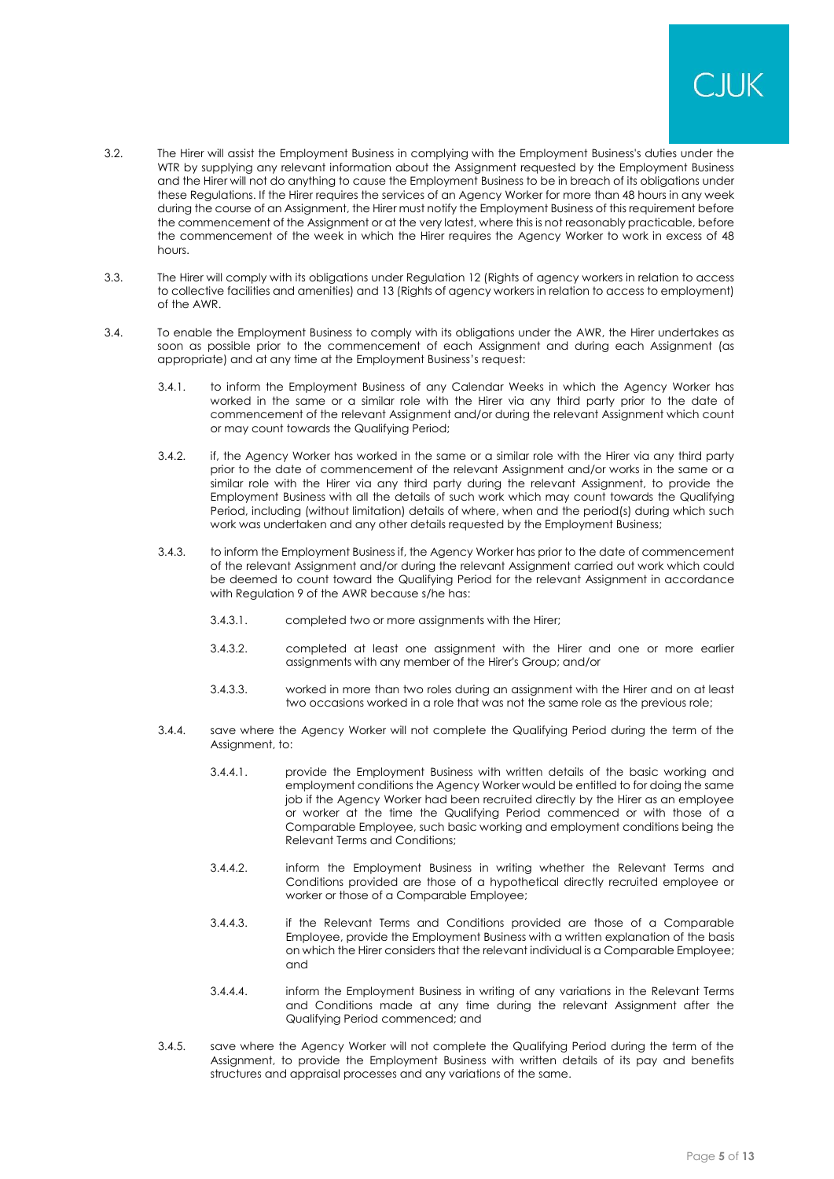3.2. The Hirer will assist the Employment Business in complying with the Employment Business's duties under the WTR by supplying any relevant information about the Assignment requested by the Employment Business and the Hirer will not do anything to cause the Employment Business to be in breach of its obligations under these Regulations. If the Hirer requires the services of an Agency Worker for more than 48 hours in any week during the course of an Assignment, the Hirer must notify the Employment Business of this requirement before the commencement of the Assignment or at the very latest, where this is not reasonably practicable, before the commencement of the week in which the Hirer requires the Agency Worker to work in excess of 48 hours.

3.3. The Hirer will comply with its obligations under Regulation 12 (Rights of agency workers in relation to access to collective facilities and amenities) and 13 (Rights of agency workers in relation to access to employment) of the AWR.

3.4. To enable the Employment Business to comply with its obligations under the AWR, the Hirer undertakes as soon as possible prior to the commencement of each Assignment and during each Assignment (as appropriate) and at any time at the Employment Business's request:

3.4.1. to inform the Employment Business of any Calendar Weeks in which the Agency Worker has worked in the same or a similar role with the Hirer via any third party prior to the date of commencement of the relevant Assignment and/or during the relevant Assignment which count or may count towards the Qualifying Period;

3.4.2. if, the Agency Worker has worked in the same or a similar role with the Hirer via any third party prior to the date of commencement of the relevant Assignment and/or works in the same or a similar role with the Hirer via any third party during the relevant Assignment, to provide the Employment Business with all the details of such work which may count towards the Qualifying Period, including (without limitation) details of where, when and the period(s) during which such work was undertaken and any other details requested by the Employment Business;

3.4.3. to inform the Employment Business if, the Agency Worker has prior to the date of commencement of the relevant Assignment and/or during the relevant Assignment carried out work which could be deemed to count toward the Qualifying Period for the relevant Assignment in accordance with Regulation 9 of the AWR because s/he has:

3.4.3.1. completed two or more assignments with the Hirer;

3.4.3.2. completed at least one assignment with the Hirer and one or more earlier assignments with any member of the Hirer's Group; and/or

3.4.3.3. worked in more than two roles during an assignment with the Hirer and on at least two occasions worked in a role that was not the same role as the previous role;

3.4.4. save where the Agency Worker will not complete the Qualifying Period during the term of the Assignment, to:

3.4.4.1. provide the Employment Business with written details of the basic working and employment conditions the Agency Worker would be entitled to for doing the same job if the Agency Worker had been recruited directly by the Hirer as an employee or worker at the time the Qualifying Period commenced or with those of a Comparable Employee, such basic working and employment conditions being the Relevant Terms and Conditions;

3.4.4.2. inform the Employment Business in writing whether the Relevant Terms and Conditions provided are those of a hypothetical directly recruited employee or worker or those of a Comparable Employee;

3.4.4.3. if the Relevant Terms and Conditions provided are those of a Comparable Employee, provide the Employment Business with a written explanation of the basis on which the Hirer considers that the relevant individual is a Comparable Employee; and

3.4.4.4. inform the Employment Business in writing of any variations in the Relevant Terms and Conditions made at any time during the relevant Assignment after the Qualifying Period commenced; and

3.4.5. save where the Agency Worker will not complete the Qualifying Period during the term of the Assignment, to provide the Employment Business with written details of its pay and benefits structures and appraisal processes and any variations of the same.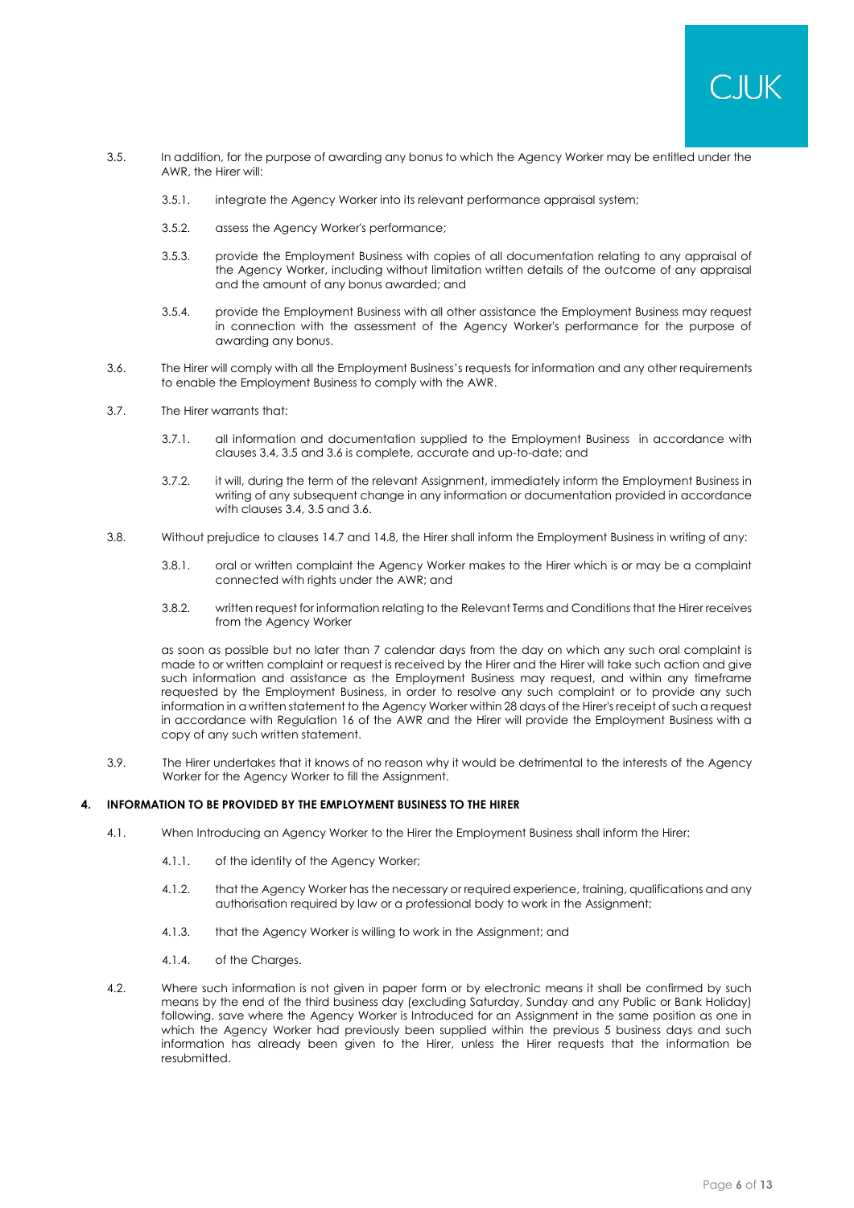3.5. In addition, for the purpose of awarding any bonus to which the Agency Worker may be entitled under the AWR, the Hirer will:

3.5.1. integrate the Agency Worker into its relevant performance appraisal system;

3.5.2. assess the Agency Worker's performance;

3.5.3. provide the Employment Business with copies of all documentation relating to any appraisal of the Agency Worker, including without limitation written details of the outcome of any appraisal and the amount of any bonus awarded; and

3.5.4. provide the Employment Business with all other assistance the Employment Business may request in connection with the assessment of the Agency Worker's performance for the purpose of awarding any bonus.

3.6. The Hirer will comply with all the Employment Business's requests for information and any other requirements to enable the Employment Business to comply with the AWR.

3.7. The Hirer warrants that:

3.7.1. all information and documentation supplied to the Employment Business in accordance with clauses 3.4, 3.5 and 3.6 is complete, accurate and up-to-date; and

3.7.2. it will, during the term of the relevant Assignment, immediately inform the Employment Business in writing of any subsequent change in any information or documentation provided in accordance with clauses 3.4, 3.5 and 3.6.

3.8. Without prejudice to clauses 14.7 and 14.8, the Hirer shall inform the Employment Business in writing of any:

3.8.1. oral or written complaint the Agency Worker makes to the Hirer which is or may be a complaint connected with rights under the AWR; and

3.8.2. written request for information relating to the Relevant Terms and Conditions that the Hirer receives from the Agency Worker

as soon as possible but no later than 7 calendar days from the day on which any such oral complaint is made to or written complaint or request is received by the Hirer and the Hirer will take such action and give such information and assistance as the Employment Business may request, and within any timeframe requested by the Employment Business, in order to resolve any such complaint or to provide any such information in a written statement to the Agency Worker within 28 days of the Hirer's receipt of such a request in accordance with Regulation 16 of the AWR and the Hirer will provide the Employment Business with a copy of any such written statement.

3.9. The Hirer undertakes that it knows of no reason why it would be detrimental to the interests of the Agency Worker for the Agency Worker to fill the Assignment.

## 4. INFORMATION TO BE PROVIDED BY THE EMPLOYMENT BUSINESS TO THE HIRER

4.1. When Introducing an Agency Worker to the Hirer the Employment Business shall inform the Hirer:

4.1.1. of the identity of the Agency Worker;

4.1.2. that the Agency Worker has the necessary or required experience, training, qualifications and any authorisation required by law or a professional body to work in the Assignment;

4.1.3. that the Agency Worker is willing to work in the Assignment; and

4.1.4. of the Charges.

4.2. Where such information is not given in paper form or by electronic means it shall be confirmed by such means by the end of the third business day (excluding Saturday, Sunday and any Public or Bank Holiday) following, save where the Agency Worker is Introduced for an Assignment in the same position as one in which the Agency Worker had previously been supplied within the previous 5 business days and such information has already been given to the Hirer, unless the Hirer requests that the information be resubmitted.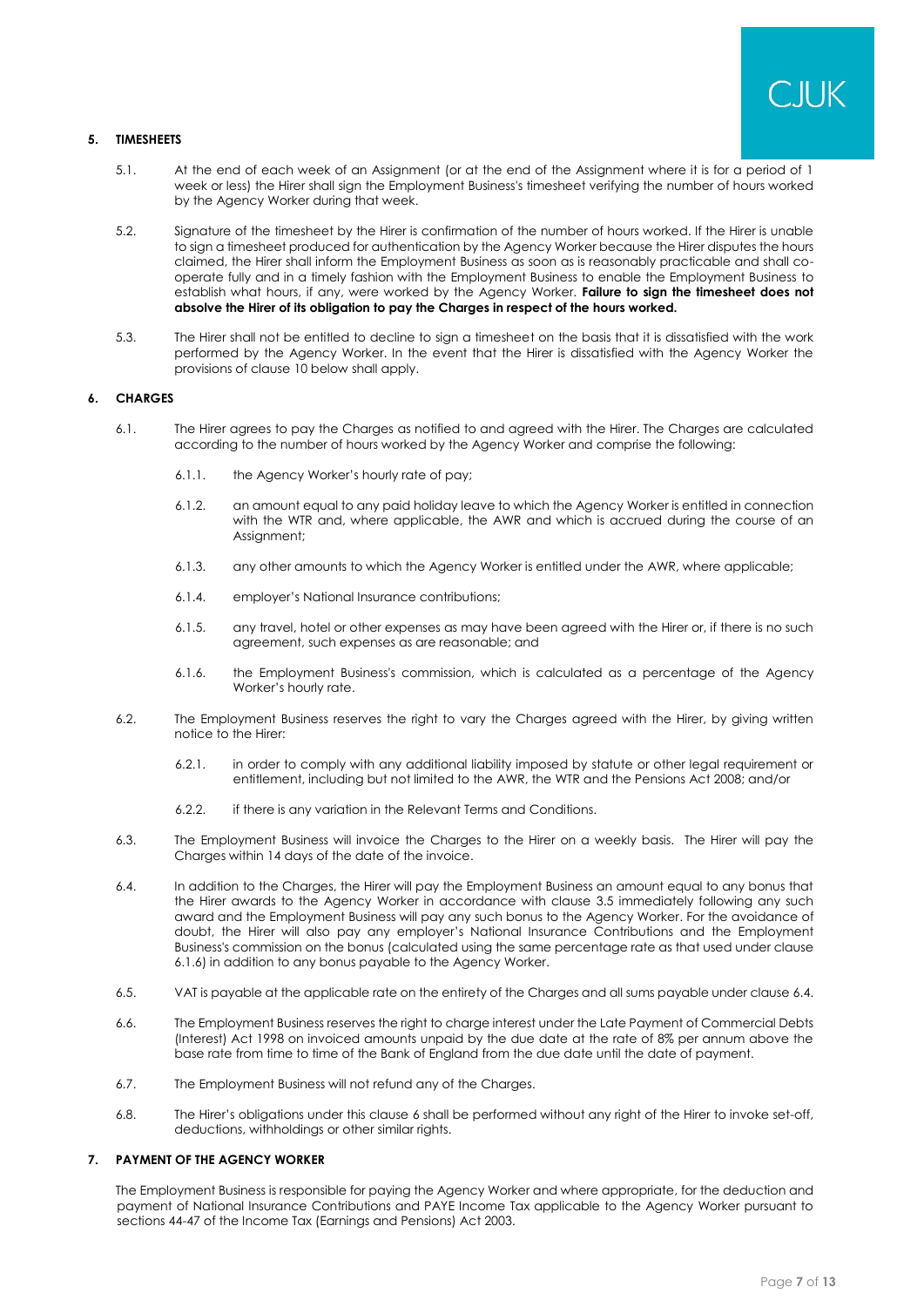## 5. TIMESHEETS

5.1. At the end of each week of an Assignment (or at the end of the Assignment where it is for a period of 1 week or less) the Hirer shall sign the Employment Business's timesheet verifying the number of hours worked by the Agency Worker during that week.

5.2. Signature of the timesheet by the Hirer is confirmation of the number of hours worked. If the Hirer is unable to sign a timesheet produced for authentication by the Agency Worker because the Hirer disputes the hours claimed, the Hirer shall inform the Employment Business as soon as is reasonably practicable and shall co-operate fully and in a timely fashion with the Employment Business to enable the Employment Business to establish what hours, if any, were worked by the Agency Worker. **Failure to sign the timesheet does not absolve the Hirer of its obligation to pay the Charges in respect of the hours worked.**

5.3. The Hirer shall not be entitled to decline to sign a timesheet on the basis that it is dissatisfied with the work performed by the Agency Worker. In the event that the Hirer is dissatisfied with the Agency Worker the provisions of clause 10 below shall apply.

## 6. CHARGES

6.1. The Hirer agrees to pay the Charges as notified to and agreed with the Hirer. The Charges are calculated according to the number of hours worked by the Agency Worker and comprise the following:

6.1.1. the Agency Worker's hourly rate of pay;

6.1.2. an amount equal to any paid holiday leave to which the Agency Worker is entitled in connection with the WTR and, where applicable, the AWR and which is accrued during the course of an Assignment;

6.1.3. any other amounts to which the Agency Worker is entitled under the AWR, where applicable;

6.1.4. employer's National Insurance contributions;

6.1.5. any travel, hotel or other expenses as may have been agreed with the Hirer or, if there is no such agreement, such expenses as are reasonable; and

6.1.6. the Employment Business's commission, which is calculated as a percentage of the Agency Worker's hourly rate.

6.2. The Employment Business reserves the right to vary the Charges agreed with the Hirer, by giving written notice to the Hirer:

6.2.1. in order to comply with any additional liability imposed by statute or other legal requirement or entitlement, including but not limited to the AWR, the WTR and the Pensions Act 2008; and/or

6.2.2. if there is any variation in the Relevant Terms and Conditions.

6.3. The Employment Business will invoice the Charges to the Hirer on a weekly basis. The Hirer will pay the Charges within 14 days of the date of the invoice.

6.4. In addition to the Charges, the Hirer will pay the Employment Business an amount equal to any bonus that the Hirer awards to the Agency Worker in accordance with clause 3.5 immediately following any such award and the Employment Business will pay any such bonus to the Agency Worker. For the avoidance of doubt, the Hirer will also pay any employer's National Insurance Contributions and the Employment Business's commission on the bonus (calculated using the same percentage rate as that used under clause 6.1.6) in addition to any bonus payable to the Agency Worker.

6.5. VAT is payable at the applicable rate on the entirety of the Charges and all sums payable under clause 6.4.

6.6. The Employment Business reserves the right to charge interest under the Late Payment of Commercial Debts (Interest) Act 1998 on invoiced amounts unpaid by the due date at the rate of 8% per annum above the base rate from time to time of the Bank of England from the due date until the date of payment.

6.7. The Employment Business will not refund any of the Charges.

6.8. The Hirer's obligations under this clause 6 shall be performed without any right of the Hirer to invoke set-off, deductions, withholdings or other similar rights.

## 7. PAYMENT OF THE AGENCY WORKER

The Employment Business is responsible for paying the Agency Worker and where appropriate, for the deduction and payment of National Insurance Contributions and PAYE Income Tax applicable to the Agency Worker pursuant to sections 44-47 of the Income Tax (Earnings and Pensions) Act 2003.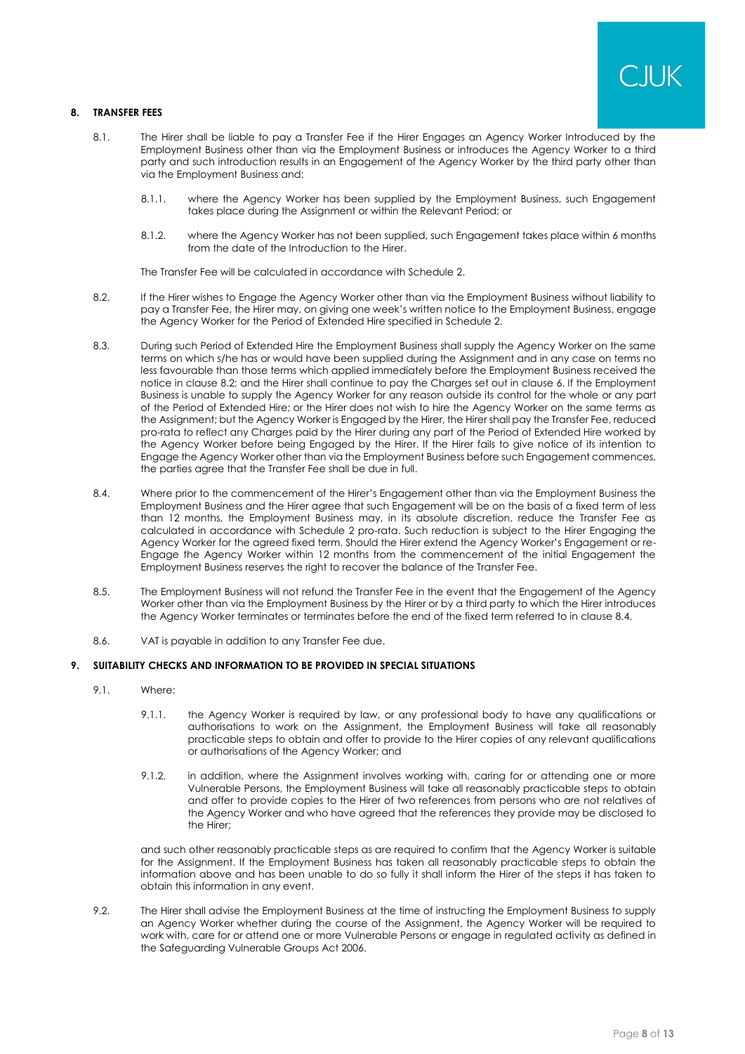## 8. TRANSFER FEES

8.1. The Hirer shall be liable to pay a Transfer Fee if the Hirer Engages an Agency Worker Introduced by the Employment Business other than via the Employment Business or introduces the Agency Worker to a third party and such introduction results in an Engagement of the Agency Worker by the third party other than via the Employment Business and:

8.1.1. where the Agency Worker has been supplied by the Employment Business, such Engagement takes place during the Assignment or within the Relevant Period; or

8.1.2. where the Agency Worker has not been supplied, such Engagement takes place within 6 months from the date of the Introduction to the Hirer.

The Transfer Fee will be calculated in accordance with Schedule 2.

8.2. If the Hirer wishes to Engage the Agency Worker other than via the Employment Business without liability to pay a Transfer Fee, the Hirer may, on giving one week's written notice to the Employment Business, engage the Agency Worker for the Period of Extended Hire specified in Schedule 2.

8.3. During such Period of Extended Hire the Employment Business shall supply the Agency Worker on the same terms on which s/he has or would have been supplied during the Assignment and in any case on terms no less favourable than those terms which applied immediately before the Employment Business received the notice in clause 8.2; and the Hirer shall continue to pay the Charges set out in clause 6. If the Employment Business is unable to supply the Agency Worker for any reason outside its control for the whole or any part of the Period of Extended Hire; or the Hirer does not wish to hire the Agency Worker on the same terms as the Assignment; but the Agency Worker is Engaged by the Hirer, the Hirer shall pay the Transfer Fee, reduced pro-rata to reflect any Charges paid by the Hirer during any part of the Period of Extended Hire worked by the Agency Worker before being Engaged by the Hirer. If the Hirer fails to give notice of its intention to Engage the Agency Worker other than via the Employment Business before such Engagement commences, the parties agree that the Transfer Fee shall be due in full.

8.4. Where prior to the commencement of the Hirer's Engagement other than via the Employment Business the Employment Business and the Hirer agree that such Engagement will be on the basis of a fixed term of less than 12 months, the Employment Business may, in its absolute discretion, reduce the Transfer Fee as calculated in accordance with Schedule 2 pro-rata. Such reduction is subject to the Hirer Engaging the Agency Worker for the agreed fixed term. Should the Hirer extend the Agency Worker's Engagement or re-Engage the Agency Worker within 12 months from the commencement of the initial Engagement the Employment Business reserves the right to recover the balance of the Transfer Fee.

8.5. The Employment Business will not refund the Transfer Fee in the event that the Engagement of the Agency Worker other than via the Employment Business by the Hirer or by a third party to which the Hirer introduces the Agency Worker terminates or terminates before the end of the fixed term referred to in clause 8.4.

8.6. VAT is payable in addition to any Transfer Fee due.

## 9. SUITABILITY CHECKS AND INFORMATION TO BE PROVIDED IN SPECIAL SITUATIONS

9.1. Where:

9.1.1. the Agency Worker is required by law, or any professional body to have any qualifications or authorisations to work on the Assignment, the Employment Business will take all reasonably practicable steps to obtain and offer to provide to the Hirer copies of any relevant qualifications or authorisations of the Agency Worker; and

9.1.2. in addition, where the Assignment involves working with, caring for or attending one or more Vulnerable Persons, the Employment Business will take all reasonably practicable steps to obtain and offer to provide copies to the Hirer of two references from persons who are not relatives of the Agency Worker and who have agreed that the references they provide may be disclosed to the Hirer;

and such other reasonably practicable steps as are required to confirm that the Agency Worker is suitable for the Assignment. If the Employment Business has taken all reasonably practicable steps to obtain the information above and has been unable to do so fully it shall inform the Hirer of the steps it has taken to obtain this information in any event.

9.2. The Hirer shall advise the Employment Business at the time of instructing the Employment Business to supply an Agency Worker whether during the course of the Assignment, the Agency Worker will be required to work with, care for or attend one or more Vulnerable Persons or engage in regulated activity as defined in the Safeguarding Vulnerable Groups Act 2006.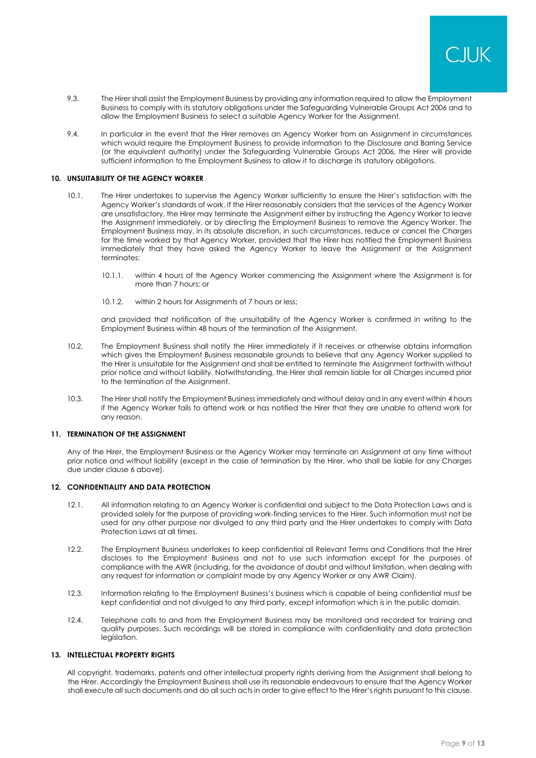9.3. The Hirer shall assist the Employment Business by providing any information required to allow the Employment Business to comply with its statutory obligations under the Safeguarding Vulnerable Groups Act 2006 and to allow the Employment Business to select a suitable Agency Worker for the Assignment.

9.4. In particular in the event that the Hirer removes an Agency Worker from an Assignment in circumstances which would require the Employment Business to provide information to the Disclosure and Barring Service (or the equivalent authority) under the Safeguarding Vulnerable Groups Act 2006, the Hirer will provide sufficient information to the Employment Business to allow it to discharge its statutory obligations.

## 10. UNSUITABILITY OF THE AGENCY WORKER

10.1. The Hirer undertakes to supervise the Agency Worker sufficiently to ensure the Hirer's satisfaction with the Agency Worker's standards of work. If the Hirer reasonably considers that the services of the Agency Worker are unsatisfactory, the Hirer may terminate the Assignment either by instructing the Agency Worker to leave the Assignment immediately, or by directing the Employment Business to remove the Agency Worker. The Employment Business may, in its absolute discretion, in such circumstances, reduce or cancel the Charges for the time worked by that Agency Worker, provided that the Hirer has notified the Employment Business immediately that they have asked the Agency Worker to leave the Assignment or the Assignment terminates:

10.1.1. within 4 hours of the Agency Worker commencing the Assignment where the Assignment is for more than 7 hours; or

10.1.2. within 2 hours for Assignments of 7 hours or less;

and provided that notification of the unsuitability of the Agency Worker is confirmed in writing to the Employment Business within 48 hours of the termination of the Assignment.

10.2. The Employment Business shall notify the Hirer immediately if it receives or otherwise obtains information which gives the Employment Business reasonable grounds to believe that any Agency Worker supplied to the Hirer is unsuitable for the Assignment and shall be entitled to terminate the Assignment forthwith without prior notice and without liability. Notwithstanding, the Hirer shall remain liable for all Charges incurred prior to the termination of the Assignment.

10.3. The Hirer shall notify the Employment Business immediately and without delay and in any event within 4 hours if the Agency Worker fails to attend work or has notified the Hirer that they are unable to attend work for any reason.

## 11. TERMINATION OF THE ASSIGNMENT

Any of the Hirer, the Employment Business or the Agency Worker may terminate an Assignment at any time without prior notice and without liability (except in the case of termination by the Hirer, who shall be liable for any Charges due under clause 6 above).

## 12. CONFIDENTIALITY AND DATA PROTECTION

12.1. All information relating to an Agency Worker is confidential and subject to the Data Protection Laws and is provided solely for the purpose of providing work-finding services to the Hirer. Such information must not be used for any other purpose nor divulged to any third party and the Hirer undertakes to comply with Data Protection Laws at all times.

12.2. The Employment Business undertakes to keep confidential all Relevant Terms and Conditions that the Hirer discloses to the Employment Business and not to use such information except for the purposes of compliance with the AWR (including, for the avoidance of doubt and without limitation, when dealing with any request for information or complaint made by any Agency Worker or any AWR Claim).

12.3. Information relating to the Employment Business's business which is capable of being confidential must be kept confidential and not divulged to any third party, except information which is in the public domain.

12.4. Telephone calls to and from the Employment Business may be monitored and recorded for training and quality purposes. Such recordings will be stored in compliance with confidentiality and data protection legislation.

## 13. INTELLECTUAL PROPERTY RIGHTS

All copyright, trademarks, patents and other intellectual property rights deriving from the Assignment shall belong to the Hirer. Accordingly the Employment Business shall use its reasonable endeavours to ensure that the Agency Worker shall execute all such documents and do all such acts in order to give effect to the Hirer's rights pursuant to this clause.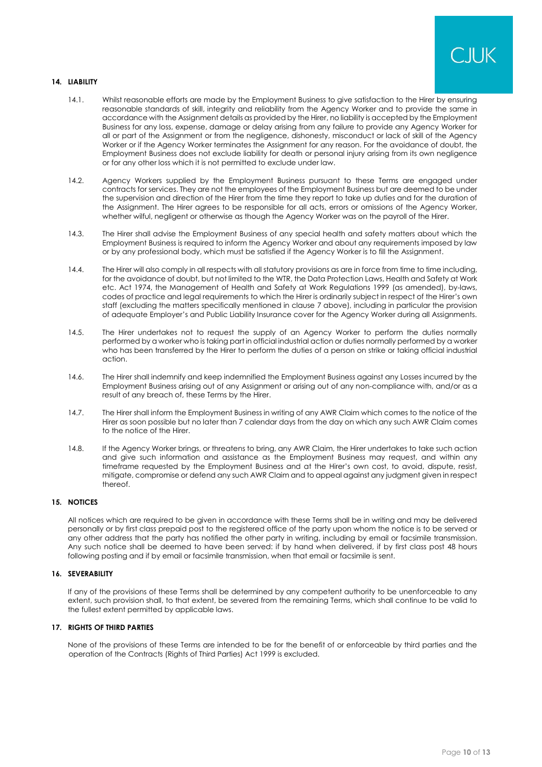## 14. LIABILITY

14.1. Whilst reasonable efforts are made by the Employment Business to give satisfaction to the Hirer by ensuring reasonable standards of skill, integrity and reliability from the Agency Worker and to provide the same in accordance with the Assignment details as provided by the Hirer, no liability is accepted by the Employment Business for any loss, expense, damage or delay arising from any failure to provide any Agency Worker for all or part of the Assignment or from the negligence, dishonesty, misconduct or lack of skill of the Agency Worker or if the Agency Worker terminates the Assignment for any reason. For the avoidance of doubt, the Employment Business does not exclude liability for death or personal injury arising from its own negligence or for any other loss which it is not permitted to exclude under law.

14.2. Agency Workers supplied by the Employment Business pursuant to these Terms are engaged under contracts for services. They are not the employees of the Employment Business but are deemed to be under the supervision and direction of the Hirer from the time they report to take up duties and for the duration of the Assignment. The Hirer agrees to be responsible for all acts, errors or omissions of the Agency Worker, whether wilful, negligent or otherwise as though the Agency Worker was on the payroll of the Hirer.

14.3. The Hirer shall advise the Employment Business of any special health and safety matters about which the Employment Business is required to inform the Agency Worker and about any requirements imposed by law or by any professional body, which must be satisfied if the Agency Worker is to fill the Assignment.

14.4. The Hirer will also comply in all respects with all statutory provisions as are in force from time to time including, for the avoidance of doubt, but not limited to the WTR, the Data Protection Laws, Health and Safety at Work etc. Act 1974, the Management of Health and Safety at Work Regulations 1999 (as amended), by-laws, codes of practice and legal requirements to which the Hirer is ordinarily subject in respect of the Hirer's own staff (excluding the matters specifically mentioned in clause 7 above), including in particular the provision of adequate Employer's and Public Liability Insurance cover for the Agency Worker during all Assignments.

14.5. The Hirer undertakes not to request the supply of an Agency Worker to perform the duties normally performed by a worker who is taking part in official industrial action or duties normally performed by a worker who has been transferred by the Hirer to perform the duties of a person on strike or taking official industrial action.

14.6. The Hirer shall indemnify and keep indemnified the Employment Business against any Losses incurred by the Employment Business arising out of any Assignment or arising out of any non-compliance with, and/or as a result of any breach of, these Terms by the Hirer.

14.7. The Hirer shall inform the Employment Business in writing of any AWR Claim which comes to the notice of the Hirer as soon possible but no later than 7 calendar days from the day on which any such AWR Claim comes to the notice of the Hirer.

14.8. If the Agency Worker brings, or threatens to bring, any AWR Claim, the Hirer undertakes to take such action and give such information and assistance as the Employment Business may request, and within any timeframe requested by the Employment Business and at the Hirer's own cost, to avoid, dispute, resist, mitigate, compromise or defend any such AWR Claim and to appeal against any judgment given in respect thereof.

## 15. NOTICES

All notices which are required to be given in accordance with these Terms shall be in writing and may be delivered personally or by first class prepaid post to the registered office of the party upon whom the notice is to be served or any other address that the party has notified the other party in writing, including by email or facsimile transmission. Any such notice shall be deemed to have been served: if by hand when delivered, if by first class post 48 hours following posting and if by email or facsimile transmission, when that email or facsimile is sent.

## 16. SEVERABILITY

If any of the provisions of these Terms shall be determined by any competent authority to be unenforceable to any extent, such provision shall, to that extent, be severed from the remaining Terms, which shall continue to be valid to the fullest extent permitted by applicable laws.

## 17. RIGHTS OF THIRD PARTIES

None of the provisions of these Terms are intended to be for the benefit of or enforceable by third parties and the operation of the Contracts (Rights of Third Parties) Act 1999 is excluded.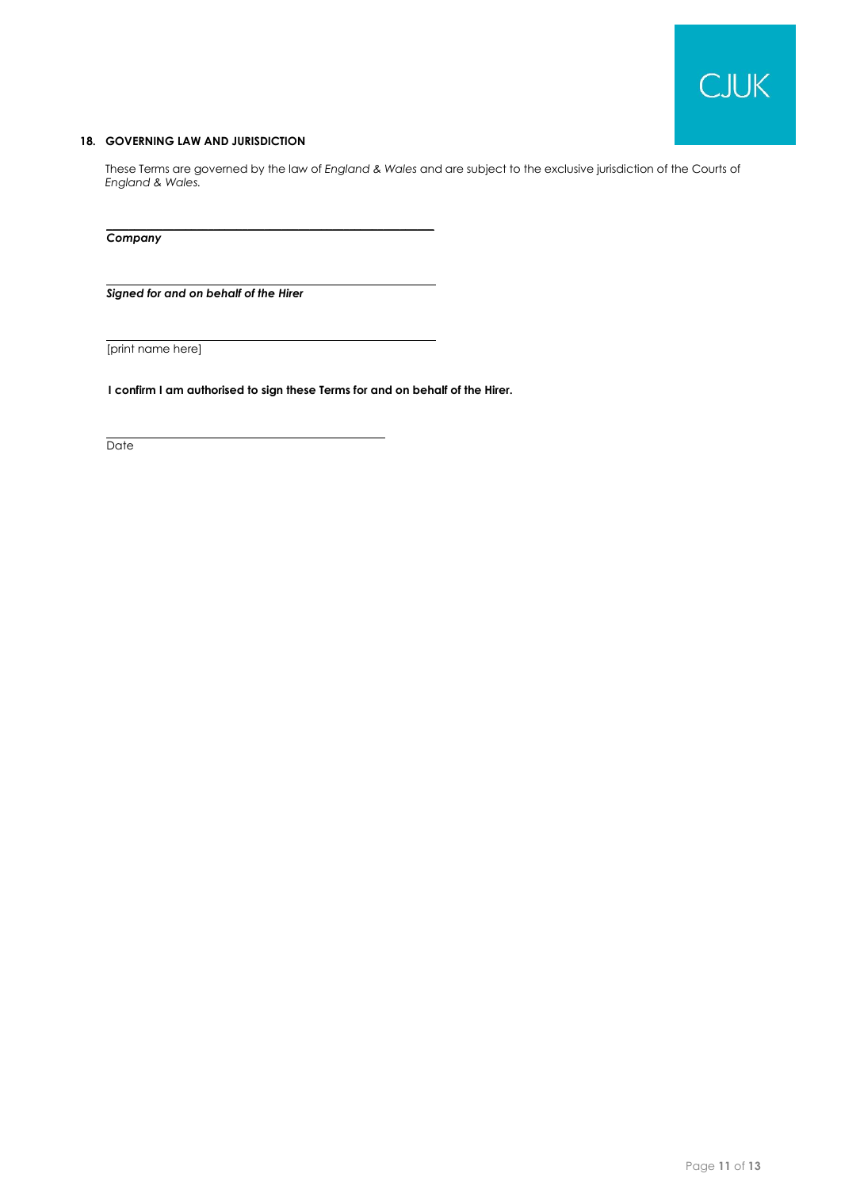## 18. GOVERNING LAW AND JURISDICTION

These Terms are governed by the law of *England & Wales* and are subject to the exclusive jurisdiction of the Courts of *England & Wales.*

\_\_\_\_\_\_\_\_\_\_\_\_\_\_\_\_\_\_\_\_\_\_\_\_\_\_\_\_\_\_\_\_\_\_\_\_\_\_\_\_\_\_\_\_

***Company***

\_\_\_\_\_\_\_\_\_\_\_\_\_\_\_\_\_\_\_\_\_\_\_\_\_\_\_\_\_\_\_\_\_\_\_\_\_\_\_\_\_\_\_\_

***Signed for and on behalf of the Hirer***

\_\_\_\_\_\_\_\_\_\_\_\_\_\_\_\_\_\_\_\_\_\_\_\_\_\_\_\_\_\_\_\_\_\_\_\_\_\_\_\_\_\_\_\_

[print name here]

**I confirm I am authorised to sign these Terms for and on behalf of the Hirer.**

\_\_\_\_\_\_\_\_\_\_\_\_\_\_\_\_\_\_\_\_\_\_\_\_\_\_\_\_\_\_\_\_\_\_\_\_\_\_

Date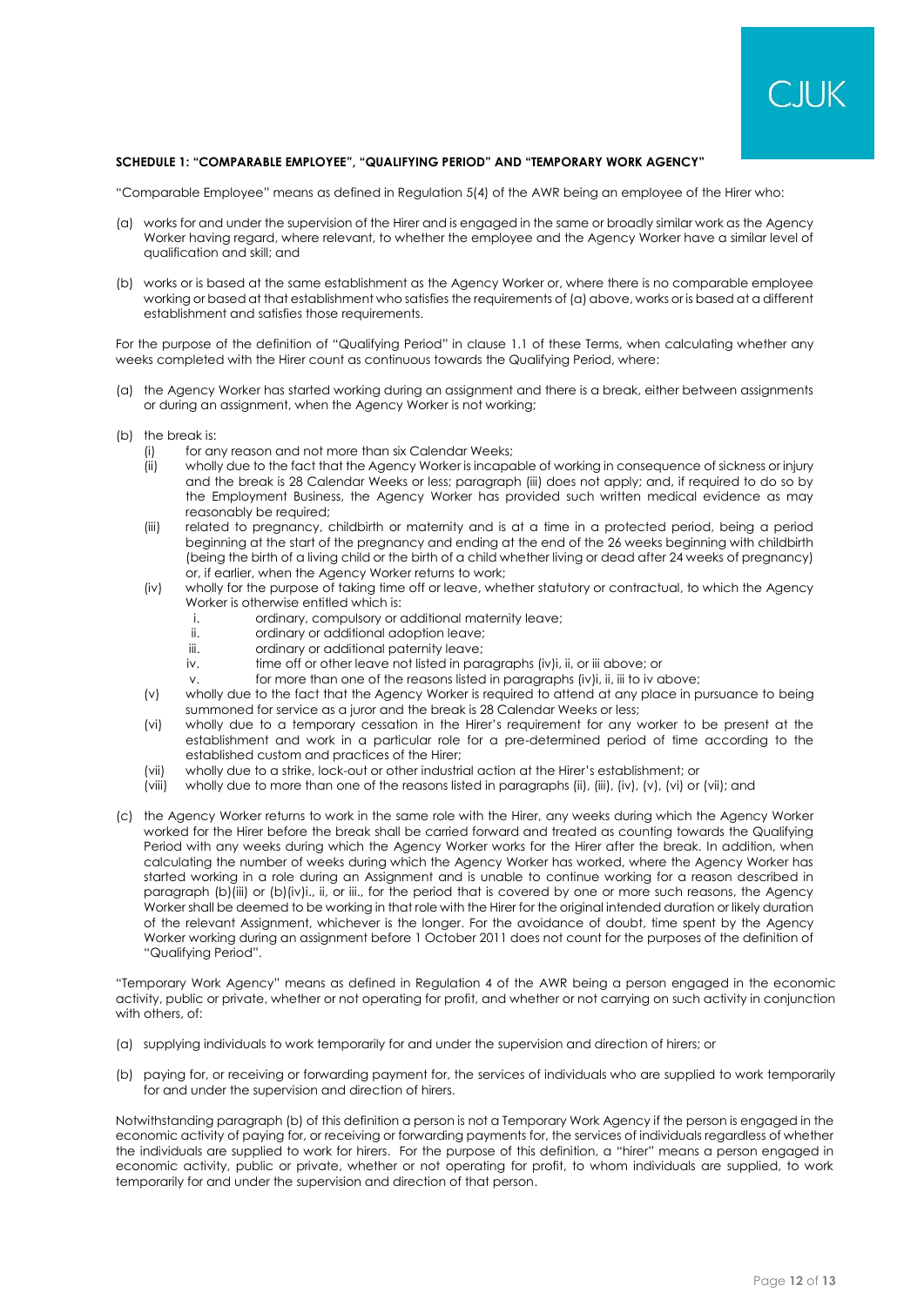**SCHEDULE 1: "COMPARABLE EMPLOYEE", "QUALIFYING PERIOD" AND "TEMPORARY WORK AGENCY"**

"Comparable Employee" means as defined in Regulation 5(4) of the AWR being an employee of the Hirer who:

(a) works for and under the supervision of the Hirer and is engaged in the same or broadly similar work as the Agency Worker having regard, where relevant, to whether the employee and the Agency Worker have a similar level of qualification and skill; and

(b) works or is based at the same establishment as the Agency Worker or, where there is no comparable employee working or based at that establishment who satisfies the requirements of (a) above, works or is based at a different establishment and satisfies those requirements.

For the purpose of the definition of "Qualifying Period" in clause 1.1 of these Terms, when calculating whether any weeks completed with the Hirer count as continuous towards the Qualifying Period, where:

(a) the Agency Worker has started working during an assignment and there is a break, either between assignments or during an assignment, when the Agency Worker is not working;

(b) the break is:
    (i) for any reason and not more than six Calendar Weeks;
    (ii) wholly due to the fact that the Agency Worker is incapable of working in consequence of sickness or injury and the break is 28 Calendar Weeks or less; paragraph (iii) does not apply; and, if required to do so by the Employment Business, the Agency Worker has provided such written medical evidence as may reasonably be required;
    (iii) related to pregnancy, childbirth or maternity and is at a time in a protected period, being a period beginning at the start of the pregnancy and ending at the end of the 26 weeks beginning with childbirth (being the birth of a living child or the birth of a child whether living or dead after 24 weeks of pregnancy) or, if earlier, when the Agency Worker returns to work;
    (iv) wholly for the purpose of taking time off or leave, whether statutory or contractual, to which the Agency Worker is otherwise entitled which is:
        i. ordinary, compulsory or additional maternity leave;
        ii. ordinary or additional adoption leave;
        iii. ordinary or additional paternity leave;
        iv. time off or other leave not listed in paragraphs (iv)i, ii, or iii above; or
        v. for more than one of the reasons listed in paragraphs (iv)i, ii, iii to iv above;
    (v) wholly due to the fact that the Agency Worker is required to attend at any place in pursuance to being summoned for service as a juror and the break is 28 Calendar Weeks or less;
    (vi) wholly due to a temporary cessation in the Hirer's requirement for any worker to be present at the establishment and work in a particular role for a pre-determined period of time according to the established custom and practices of the Hirer;
    (vii) wholly due to a strike, lock-out or other industrial action at the Hirer's establishment; or
    (viii) wholly due to more than one of the reasons listed in paragraphs (ii), (iii), (iv), (v), (vi) or (vii); and

(c) the Agency Worker returns to work in the same role with the Hirer, any weeks during which the Agency Worker worked for the Hirer before the break shall be carried forward and treated as counting towards the Qualifying Period with any weeks during which the Agency Worker works for the Hirer after the break. In addition, when calculating the number of weeks during which the Agency Worker has worked, where the Agency Worker has started working in a role during an Assignment and is unable to continue working for a reason described in paragraph (b)(iii) or (b)(iv)i., ii, or iii., for the period that is covered by one or more such reasons, the Agency Worker shall be deemed to be working in that role with the Hirer for the original intended duration or likely duration of the relevant Assignment, whichever is the longer. For the avoidance of doubt, time spent by the Agency Worker working during an assignment before 1 October 2011 does not count for the purposes of the definition of "Qualifying Period".

"Temporary Work Agency" means as defined in Regulation 4 of the AWR being a person engaged in the economic activity, public or private, whether or not operating for profit, and whether or not carrying on such activity in conjunction with others, of:

(a) supplying individuals to work temporarily for and under the supervision and direction of hirers; or

(b) paying for, or receiving or forwarding payment for, the services of individuals who are supplied to work temporarily for and under the supervision and direction of hirers.

Notwithstanding paragraph (b) of this definition a person is not a Temporary Work Agency if the person is engaged in the economic activity of paying for, or receiving or forwarding payments for, the services of individuals regardless of whether the individuals are supplied to work for hirers. For the purpose of this definition, a "hirer" means a person engaged in economic activity, public or private, whether or not operating for profit, to whom individuals are supplied, to work temporarily for and under the supervision and direction of that person.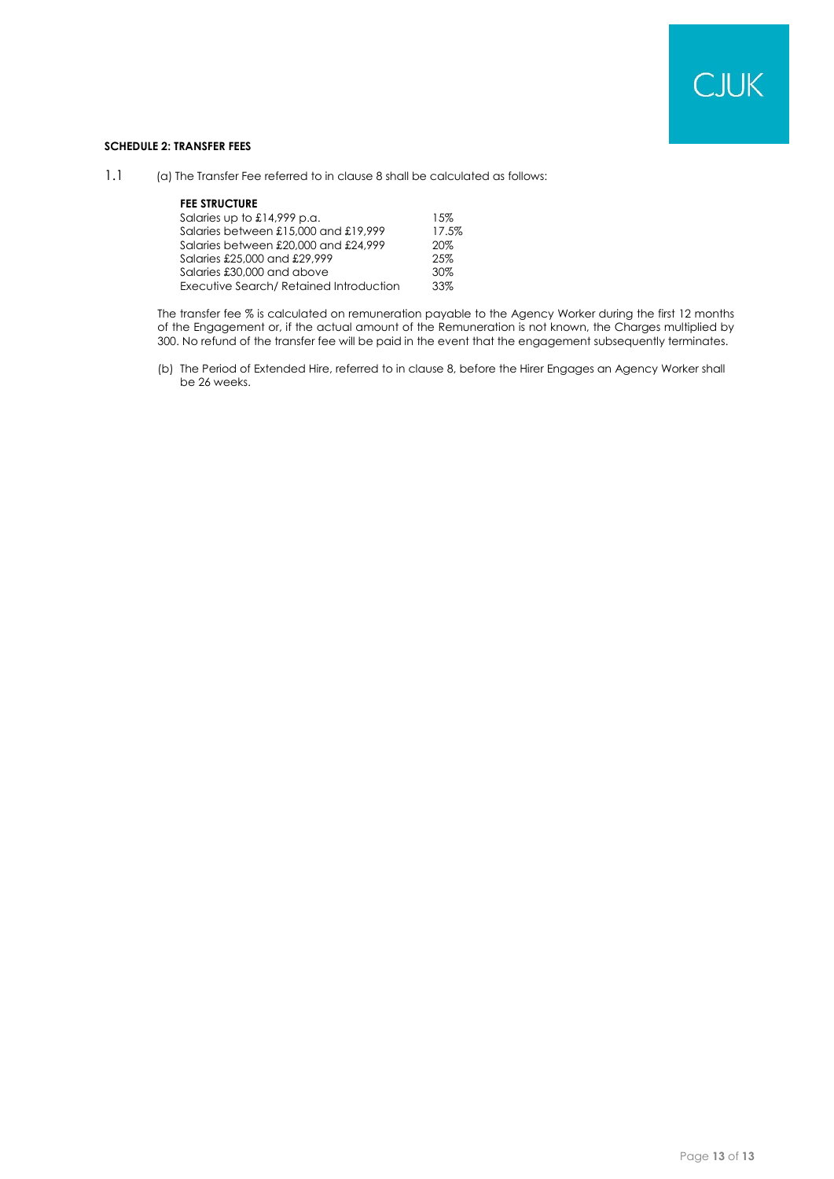**SCHEDULE 2: TRANSFER FEES**

1.1 (a) The Transfer Fee referred to in clause 8 shall be calculated as follows:

**FEE STRUCTURE**

| | |
|---|---|
| Salaries up to £14,999 p.a. | 15% |
| Salaries between £15,000 and £19,999 | 17.5% |
| Salaries between £20,000 and £24,999 | 20% |
| Salaries £25,000 and £29,999 | 25% |
| Salaries £30,000 and above | 30% |
| Executive Search/ Retained Introduction | 33% |

The transfer fee % is calculated on remuneration payable to the Agency Worker during the first 12 months of the Engagement or, if the actual amount of the Remuneration is not known, the Charges multiplied by 300. No refund of the transfer fee will be paid in the event that the engagement subsequently terminates.

(b) The Period of Extended Hire, referred to in clause 8, before the Hirer Engages an Agency Worker shall be 26 weeks.